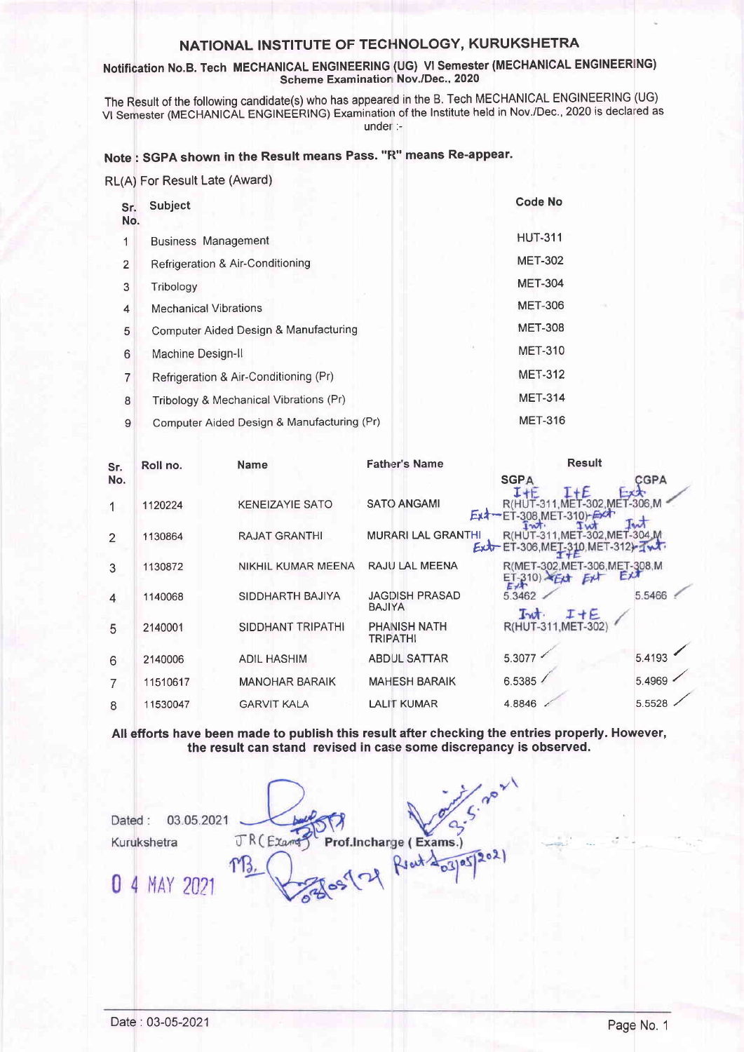## NATIONAL INSTITUTE OF TECHNOLOGY, KURUKSHETRA

### Notification No.B. Tech MECHANICAL ENGINEERING (UG) VI Semester (MECHANICAL ENGINEERING)
### Scheme Examination Nov./Dec., 2020

The Result of the following candidate(s) who has appeared in the B. Tech MECHANICAL ENGINEERING (UG) VI Semester (MECHANICAL ENGINEERING) Examination of the Institute held in Nov./Dec., 2020 is declared as under :-

**Note : SGPA shown in the Result means Pass. "R" means Re-appear.**

RL(A) For Result Late (Award)

| Sr. No. | Subject | Code No |
|---|---|---|
| 1 | Business Management | HUT-311 |
| 2 | Refrigeration & Air-Conditioning | MET-302 |
| 3 | Tribology | MET-304 |
| 4 | Mechanical Vibrations | MET-306 |
| 5 | Computer Aided Design & Manufacturing | MET-308 |
| 6 | Machine Design-II | MET-310 |
| 7 | Refrigeration & Air-Conditioning (Pr) | MET-312 |
| 8 | Tribology & Mechanical Vibrations (Pr) | MET-314 |
| 9 | Computer Aided Design & Manufacturing (Pr) | MET-316 |

| Sr. No. | Roll no. | Name | Father's Name | Result SGPA | CGPA |
|---|---|---|---|---|---|
| 1 | 1120224 | KENEIZAYIE SATO | SATO ANGAMI | R(HUT-311,MET-302,MET-306,MET-308,MET-310) | |
| 2 | 1130864 | RAJAT GRANTHI | MURARI LAL GRANTHI | R(HUT-311,MET-302,MET-304,MET-306,MET-310,MET-312) | |
| 3 | 1130872 | NIKHIL KUMAR MEENA | RAJU LAL MEENA | R(MET-302,MET-306,MET-308,MET-310) | |
| 4 | 1140068 | SIDDHARTH BAJIYA | JAGDISH PRASAD BAJIYA | 5.3462 | 5.5466 |
| 5 | 2140001 | SIDDHANT TRIPATHI | PHANISH NATH TRIPATHI | R(HUT-311,MET-302) | |
| 6 | 2140006 | ADIL HASHIM | ABDUL SATTAR | 5.3077 | 5.4193 |
| 7 | 11510617 | MANOHAR BARAIK | MAHESH BARAIK | 6.5385 | 5.4969 |
| 8 | 11530047 | GARVIT KALA | LALIT KUMAR | 4.8846 | 5.5528 |

**All efforts have been made to publish this result after checking the entries properly. However, the result can stand revised in case some discrepancy is observed.**

Dated : 03.05.2021

Kurukshetra

JR (Exams) Prof.Incharge ( Exams.)

04 MAY 2021

Date : 03-05-2021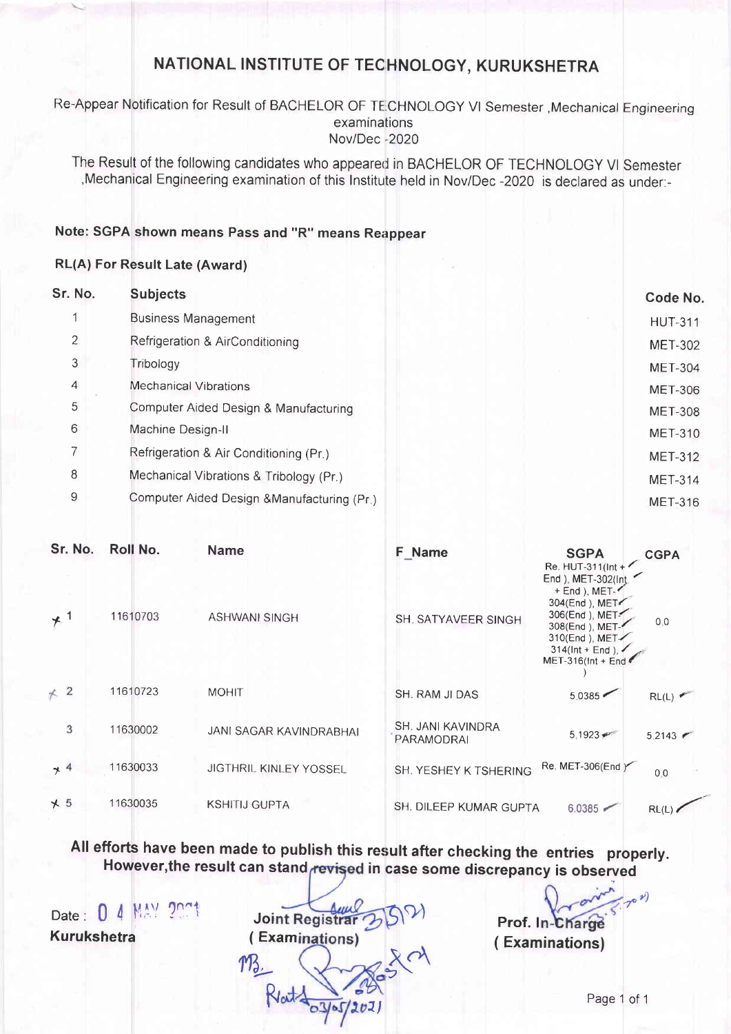# NATIONAL INSTITUTE OF TECHNOLOGY, KURUKSHETRA

Re-Appear Notification for Result of BACHELOR OF TECHNOLOGY VI Semester ,Mechanical Engineering examinations
Nov/Dec -2020

The Result of the following candidates who appeared in BACHELOR OF TECHNOLOGY VI Semester ,Mechanical Engineering examination of this Institute held in Nov/Dec -2020 is declared as under:-

**Note: SGPA shown means Pass and "R" means Reappear**

**RL(A) For Result Late (Award)**

| Sr. No. | Subjects | Code No. |
|---|---|---|
| 1 | Business Management | HUT-311 |
| 2 | Refrigeration & AirConditioning | MET-302 |
| 3 | Tribology | MET-304 |
| 4 | Mechanical Vibrations | MET-306 |
| 5 | Computer Aided Design & Manufacturing | MET-308 |
| 6 | Machine Design-II | MET-310 |
| 7 | Refrigeration & Air Conditioning (Pr.) | MET-312 |
| 8 | Mechanical Vibrations & Tribology (Pr.) | MET-314 |
| 9 | Computer Aided Design &Manufacturing (Pr.) | MET-316 |

| Sr. No. | Roll No. | Name | F_Name | SGPA | CGPA |
|---|---|---|---|---|---|
| 1 | 11610703 | ASHWANI SINGH | SH. SATYAVEER SINGH | Re. HUT-311(Int + End ), MET-302(Int + End ), MET-304(End ), MET-306(End ), MET-308(End ), MET-310(End ), MET-314(Int + End ), MET-316(Int + End ) | 0.0 |
| 2 | 11610723 | MOHIT | SH. RAM JI DAS | 5.0385 | RL(L) |
| 3 | 11630002 | JANI SAGAR KAVINDRABHAI | SH. JANI KAVINDRA PARAMODRAI | 5.1923 | 5.2143 |
| 4 | 11630033 | JIGTHRIL KINLEY YOSSEL | SH. YESHEY K TSHERING | Re. MET-306(End ) | 0.0 |
| 5 | 11630035 | KSHITIJ GUPTA | SH. DILEEP KUMAR GUPTA | 6.0385 | RL(L) |

**All efforts have been made to publish this result after checking the entries properly. However,the result can stand revised in case some discrepancy is observed**

Date : 04 MAY 2021
**Kurukshetra**

**Joint Registrar**
**( Examinations)**

**Prof. In-Charge**
**( Examinations)**